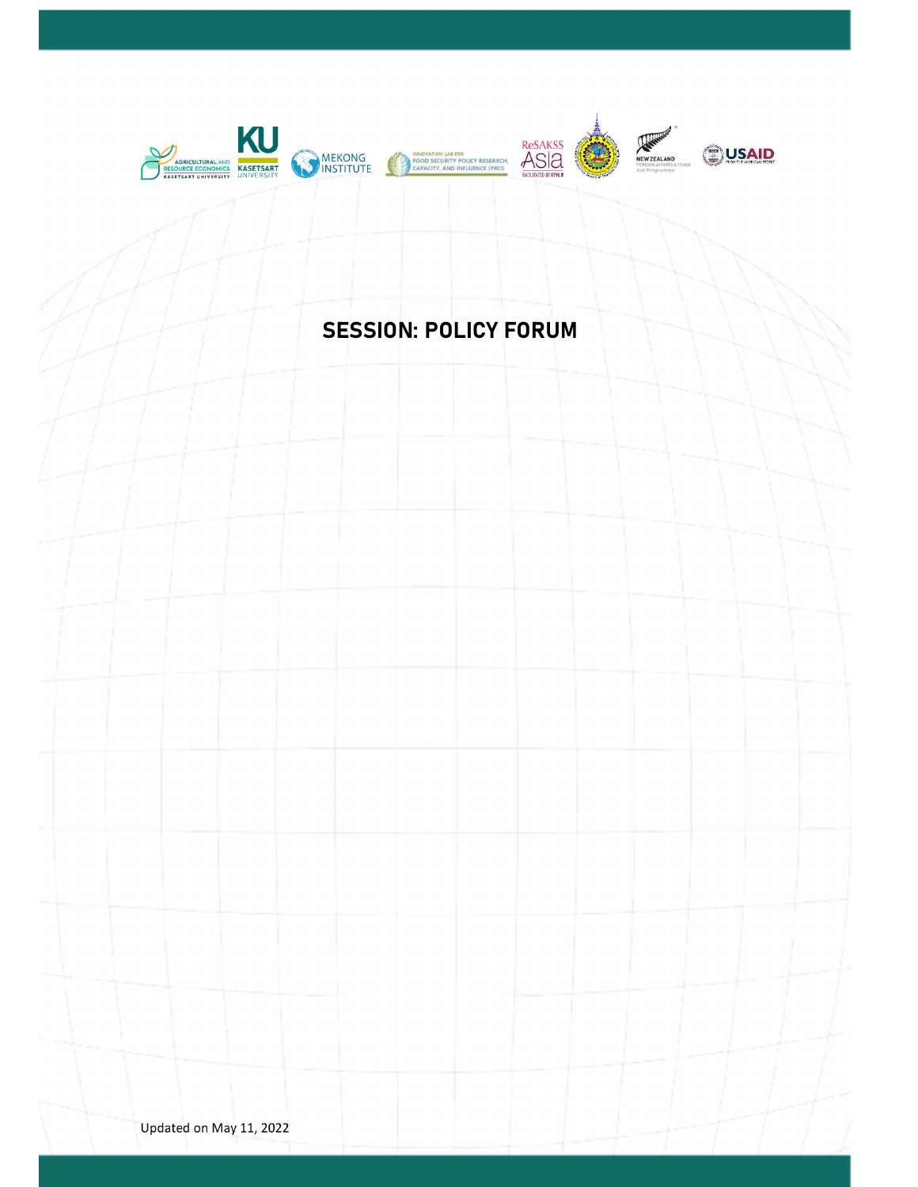# SESSION: POLICY FORUM

Updated on May 11, 2022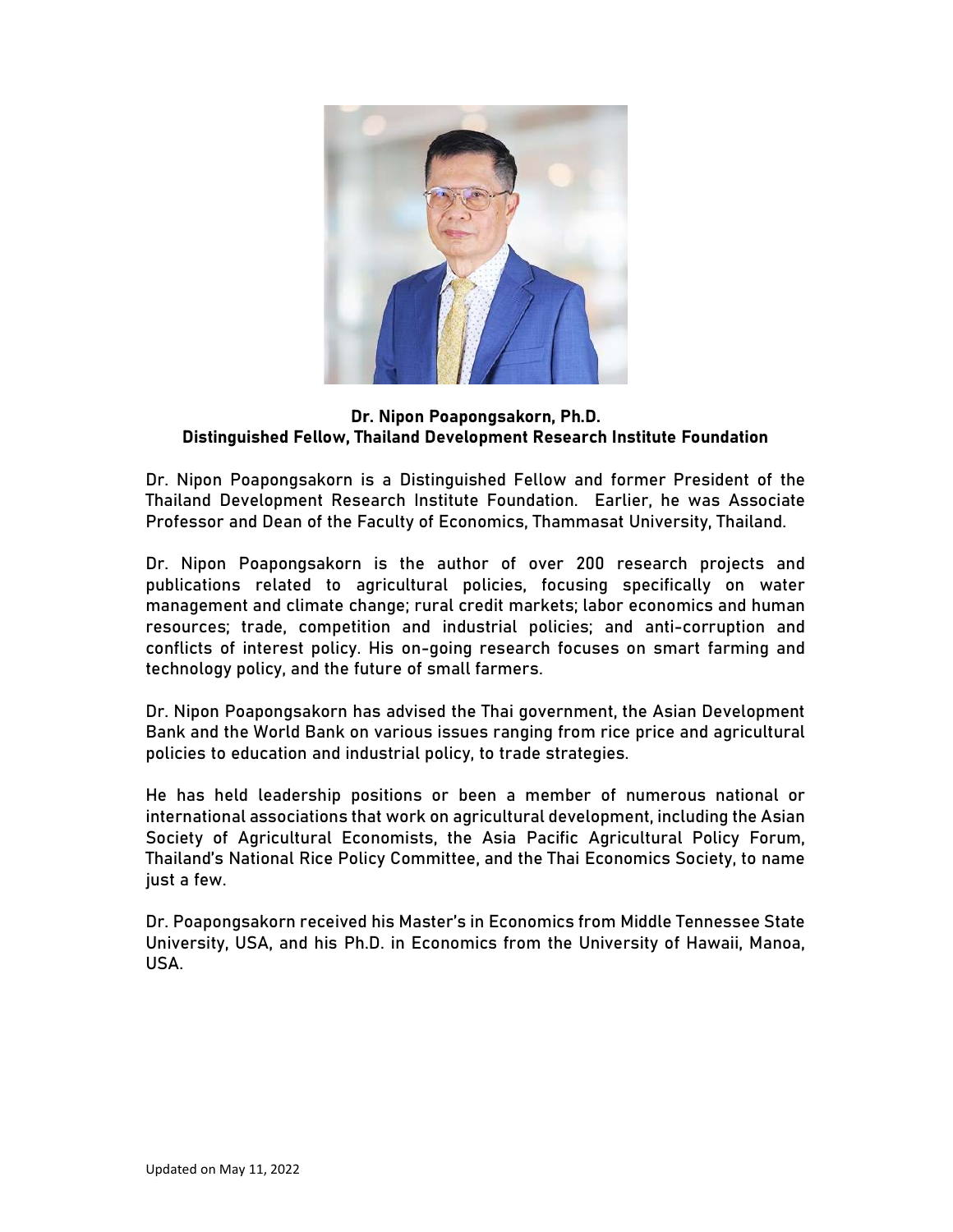**Dr. Nipon Poapongsakorn, Ph.D.**
**Distinguished Fellow, Thailand Development Research Institute Foundation**

Dr. Nipon Poapongsakorn is a Distinguished Fellow and former President of the Thailand Development Research Institute Foundation. Earlier, he was Associate Professor and Dean of the Faculty of Economics, Thammasat University, Thailand.

Dr. Nipon Poapongsakorn is the author of over 200 research projects and publications related to agricultural policies, focusing specifically on water management and climate change; rural credit markets; labor economics and human resources; trade, competition and industrial policies; and anti-corruption and conflicts of interest policy. His on-going research focuses on smart farming and technology policy, and the future of small farmers.

Dr. Nipon Poapongsakorn has advised the Thai government, the Asian Development Bank and the World Bank on various issues ranging from rice price and agricultural policies to education and industrial policy, to trade strategies.

He has held leadership positions or been a member of numerous national or international associations that work on agricultural development, including the Asian Society of Agricultural Economists, the Asia Pacific Agricultural Policy Forum, Thailand's National Rice Policy Committee, and the Thai Economics Society, to name just a few.

Dr. Poapongsakorn received his Master's in Economics from Middle Tennessee State University, USA, and his Ph.D. in Economics from the University of Hawaii, Manoa, USA.

Updated on May 11, 2022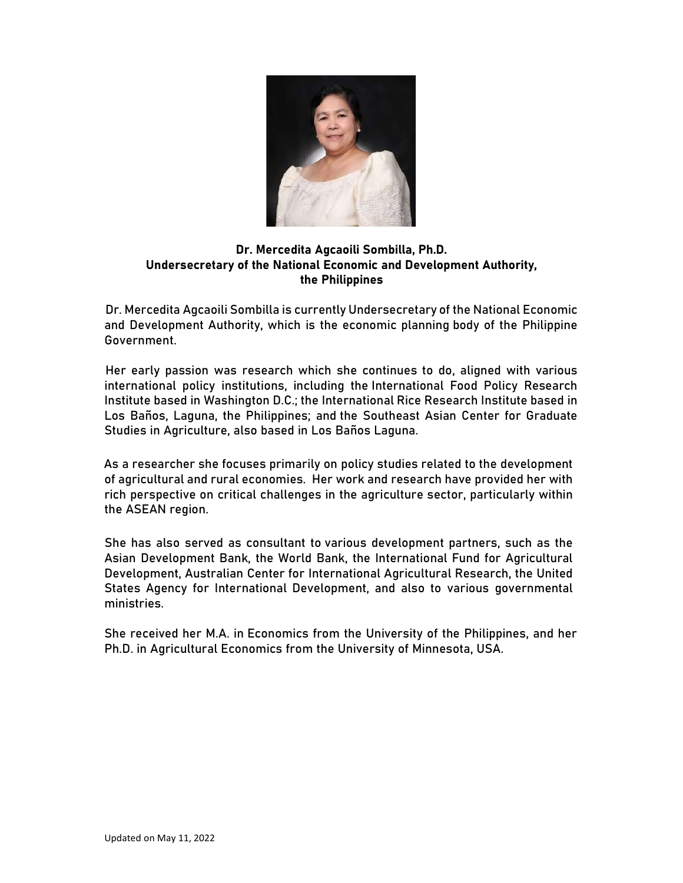**Dr. Mercedita Agcaoili Sombilla, Ph.D.**
**Undersecretary of the National Economic and Development Authority, the Philippines**

Dr. Mercedita Agcaoili Sombilla is currently Undersecretary of the National Economic and Development Authority, which is the economic planning body of the Philippine Government.

Her early passion was research which she continues to do, aligned with various international policy institutions, including the International Food Policy Research Institute based in Washington D.C.; the International Rice Research Institute based in Los Baños, Laguna, the Philippines; and the Southeast Asian Center for Graduate Studies in Agriculture, also based in Los Baños Laguna.

As a researcher she focuses primarily on policy studies related to the development of agricultural and rural economies. Her work and research have provided her with rich perspective on critical challenges in the agriculture sector, particularly within the ASEAN region.

She has also served as consultant to various development partners, such as the Asian Development Bank, the World Bank, the International Fund for Agricultural Development, Australian Center for International Agricultural Research, the United States Agency for International Development, and also to various governmental ministries.

She received her M.A. in Economics from the University of the Philippines, and her Ph.D. in Agricultural Economics from the University of Minnesota, USA.

Updated on May 11, 2022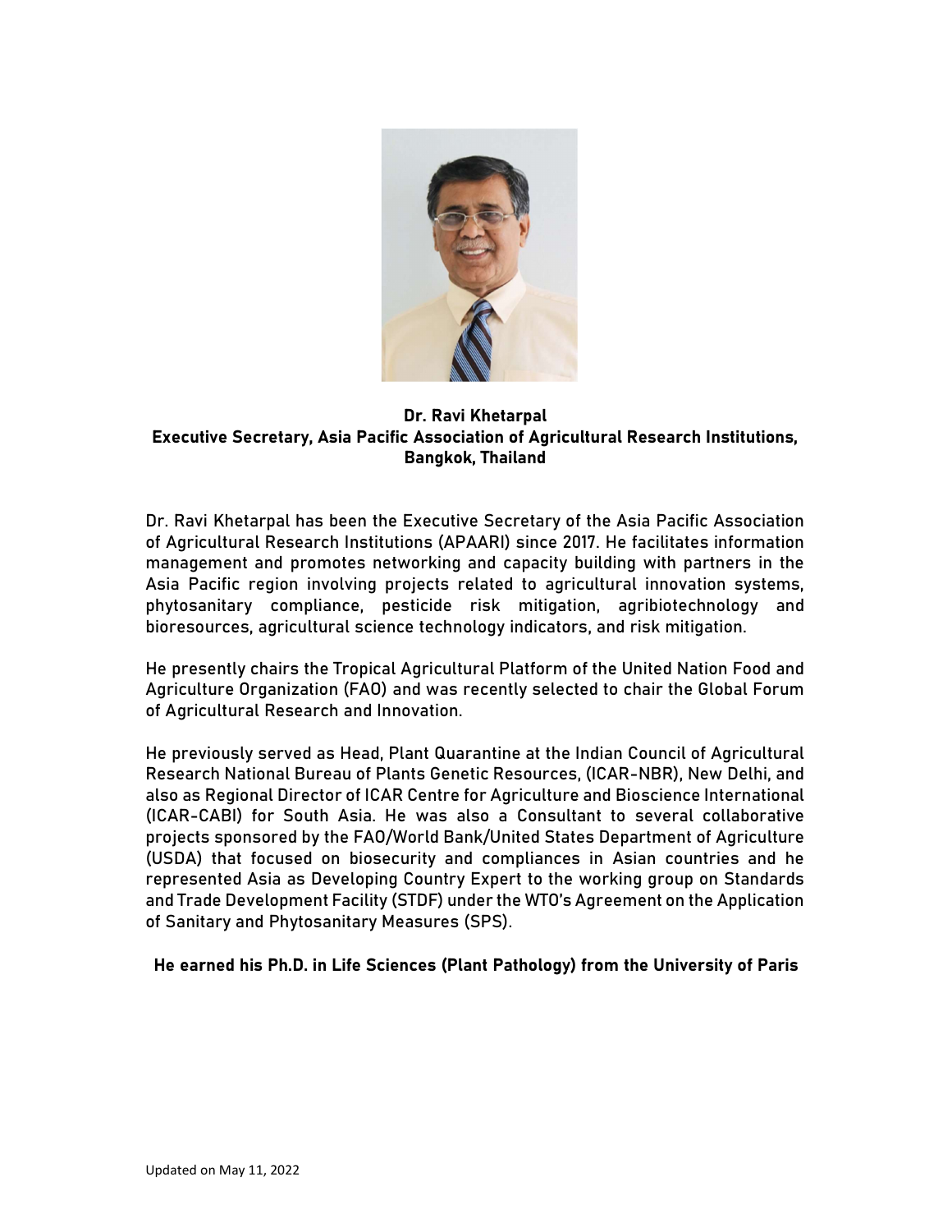**Dr. Ravi Khetarpal**
**Executive Secretary, Asia Pacific Association of Agricultural Research Institutions, Bangkok, Thailand**

Dr. Ravi Khetarpal has been the Executive Secretary of the Asia Pacific Association of Agricultural Research Institutions (APAARI) since 2017. He facilitates information management and promotes networking and capacity building with partners in the Asia Pacific region involving projects related to agricultural innovation systems, phytosanitary compliance, pesticide risk mitigation, agribiotechnology and bioresources, agricultural science technology indicators, and risk mitigation.

He presently chairs the Tropical Agricultural Platform of the United Nation Food and Agriculture Organization (FAO) and was recently selected to chair the Global Forum of Agricultural Research and Innovation.

He previously served as Head, Plant Quarantine at the Indian Council of Agricultural Research National Bureau of Plants Genetic Resources, (ICAR-NBR), New Delhi, and also as Regional Director of ICAR Centre for Agriculture and Bioscience International (ICAR-CABI) for South Asia. He was also a Consultant to several collaborative projects sponsored by the FAO/World Bank/United States Department of Agriculture (USDA) that focused on biosecurity and compliances in Asian countries and he represented Asia as Developing Country Expert to the working group on Standards and Trade Development Facility (STDF) under the WTO's Agreement on the Application of Sanitary and Phytosanitary Measures (SPS).

**He earned his Ph.D. in Life Sciences (Plant Pathology) from the University of Paris**

Updated on May 11, 2022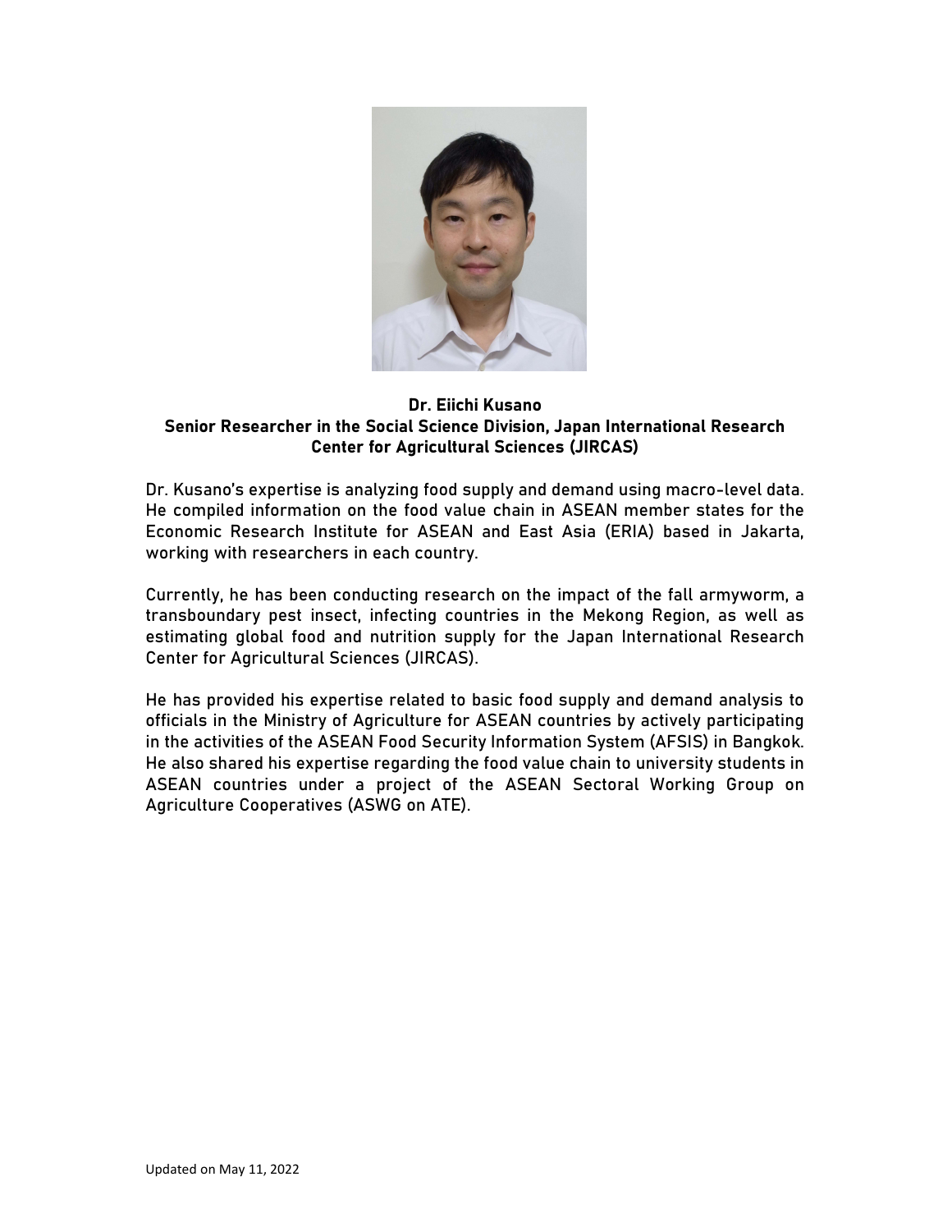**Dr. Eiichi Kusano**
**Senior Researcher in the Social Science Division, Japan International Research Center for Agricultural Sciences (JIRCAS)**

Dr. Kusano's expertise is analyzing food supply and demand using macro-level data. He compiled information on the food value chain in ASEAN member states for the Economic Research Institute for ASEAN and East Asia (ERIA) based in Jakarta, working with researchers in each country.

Currently, he has been conducting research on the impact of the fall armyworm, a transboundary pest insect, infecting countries in the Mekong Region, as well as estimating global food and nutrition supply for the Japan International Research Center for Agricultural Sciences (JIRCAS).

He has provided his expertise related to basic food supply and demand analysis to officials in the Ministry of Agriculture for ASEAN countries by actively participating in the activities of the ASEAN Food Security Information System (AFSIS) in Bangkok. He also shared his expertise regarding the food value chain to university students in ASEAN countries under a project of the ASEAN Sectoral Working Group on Agriculture Cooperatives (ASWG on ATE).

Updated on May 11, 2022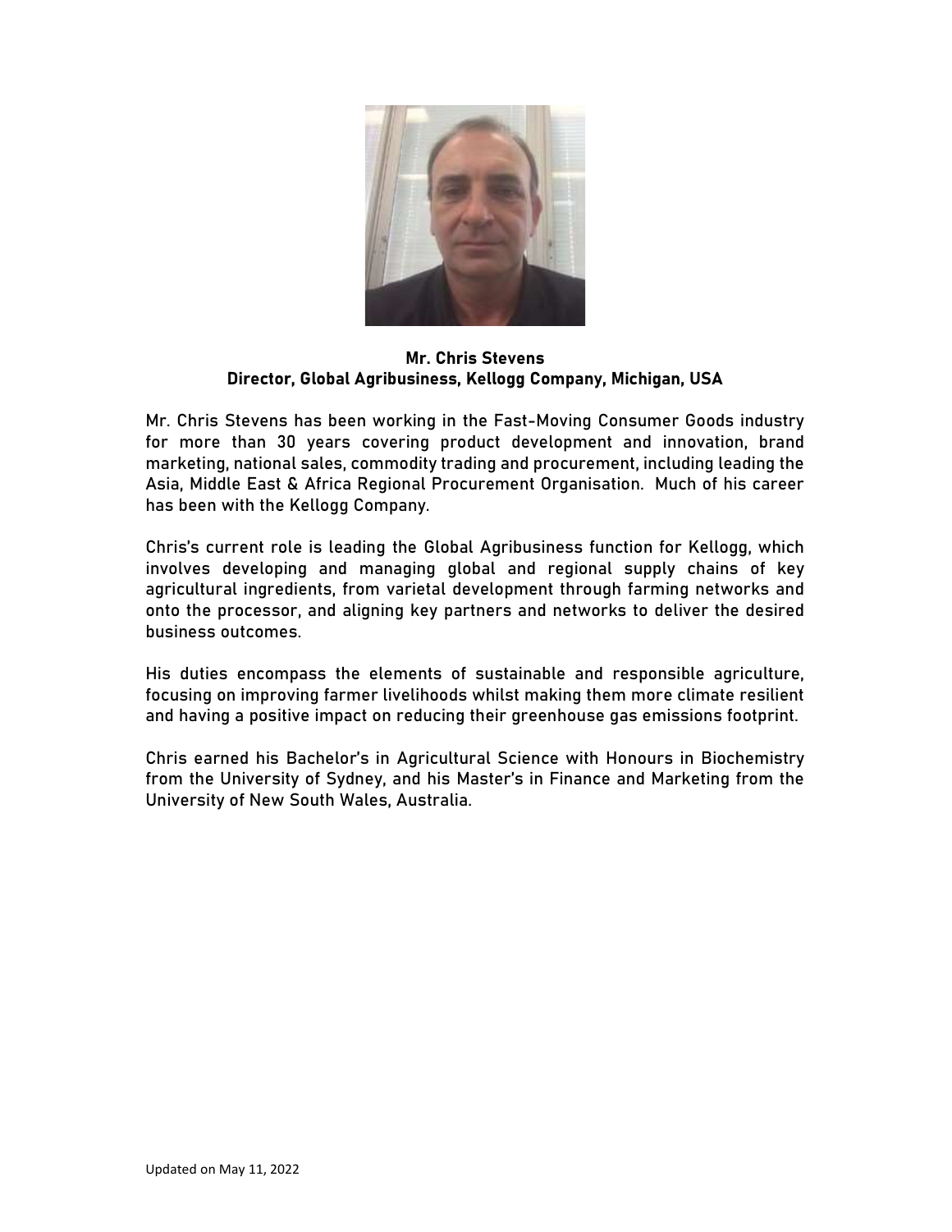**Mr. Chris Stevens**
**Director, Global Agribusiness, Kellogg Company, Michigan, USA**

Mr. Chris Stevens has been working in the Fast-Moving Consumer Goods industry for more than 30 years covering product development and innovation, brand marketing, national sales, commodity trading and procurement, including leading the Asia, Middle East & Africa Regional Procurement Organisation. Much of his career has been with the Kellogg Company.

Chris's current role is leading the Global Agribusiness function for Kellogg, which involves developing and managing global and regional supply chains of key agricultural ingredients, from varietal development through farming networks and onto the processor, and aligning key partners and networks to deliver the desired business outcomes.

His duties encompass the elements of sustainable and responsible agriculture, focusing on improving farmer livelihoods whilst making them more climate resilient and having a positive impact on reducing their greenhouse gas emissions footprint.

Chris earned his Bachelor's in Agricultural Science with Honours in Biochemistry from the University of Sydney, and his Master's in Finance and Marketing from the University of New South Wales, Australia.

Updated on May 11, 2022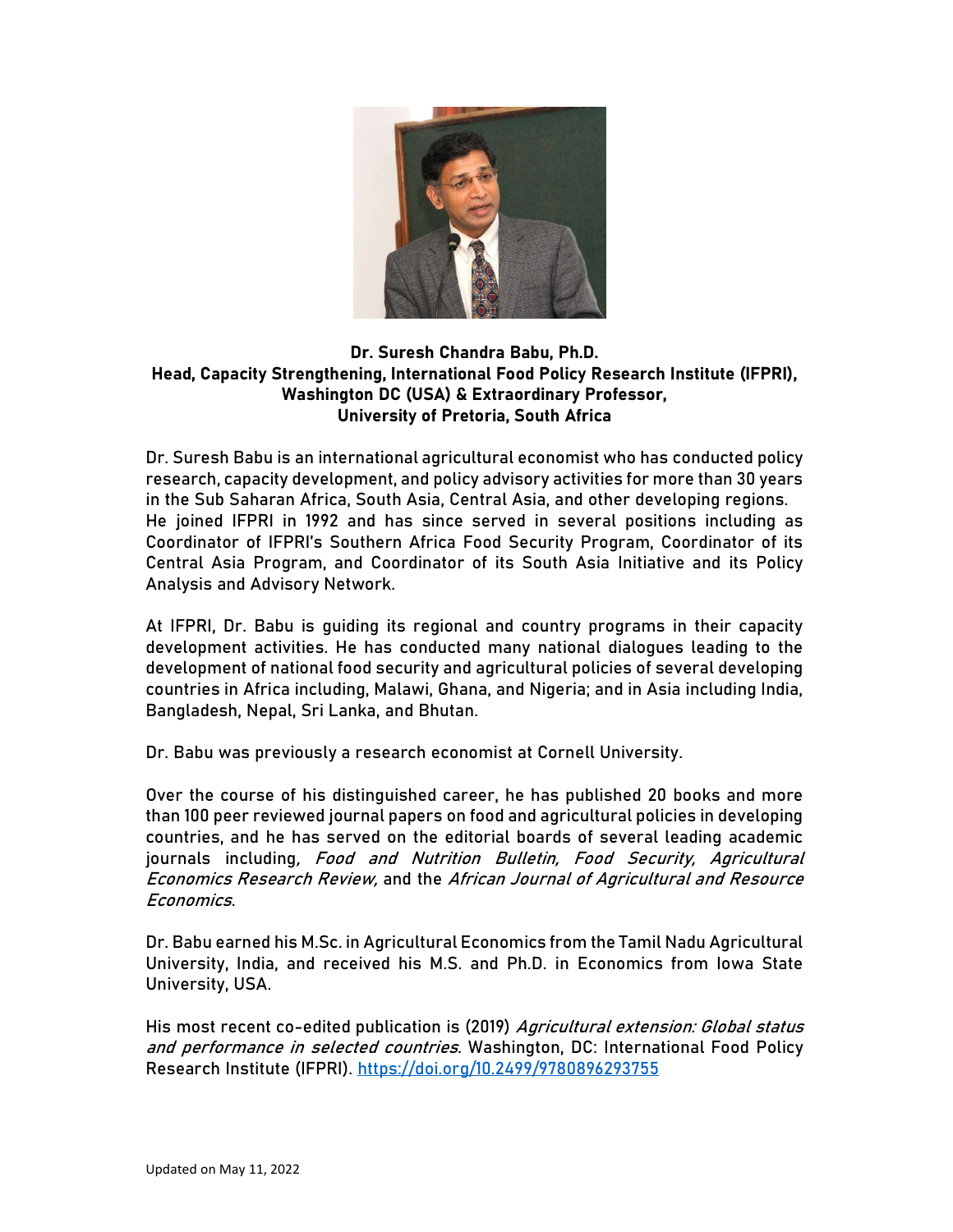**Dr. Suresh Chandra Babu, Ph.D.**
**Head, Capacity Strengthening, International Food Policy Research Institute (IFPRI), Washington DC (USA) & Extraordinary Professor, University of Pretoria, South Africa**

Dr. Suresh Babu is an international agricultural economist who has conducted policy research, capacity development, and policy advisory activities for more than 30 years in the Sub Saharan Africa, South Asia, Central Asia, and other developing regions. He joined IFPRI in 1992 and has since served in several positions including as Coordinator of IFPRI's Southern Africa Food Security Program, Coordinator of its Central Asia Program, and Coordinator of its South Asia Initiative and its Policy Analysis and Advisory Network.

At IFPRI, Dr. Babu is guiding its regional and country programs in their capacity development activities. He has conducted many national dialogues leading to the development of national food security and agricultural policies of several developing countries in Africa including, Malawi, Ghana, and Nigeria; and in Asia including India, Bangladesh, Nepal, Sri Lanka, and Bhutan.

Dr. Babu was previously a research economist at Cornell University.

Over the course of his distinguished career, he has published 20 books and more than 100 peer reviewed journal papers on food and agricultural policies in developing countries, and he has served on the editorial boards of several leading academic journals including*, Food and Nutrition Bulletin, Food Security, Agricultural Economics Research Review,* and the *African Journal of Agricultural and Resource Economics*.

Dr. Babu earned his M.Sc. in Agricultural Economics from the Tamil Nadu Agricultural University, India, and received his M.S. and Ph.D. in Economics from Iowa State University, USA.

His most recent co-edited publication is (2019) *Agricultural extension: Global status and performance in selected countries.* Washington, DC: International Food Policy Research Institute (IFPRI). https://doi.org/10.2499/9780896293755

Updated on May 11, 2022